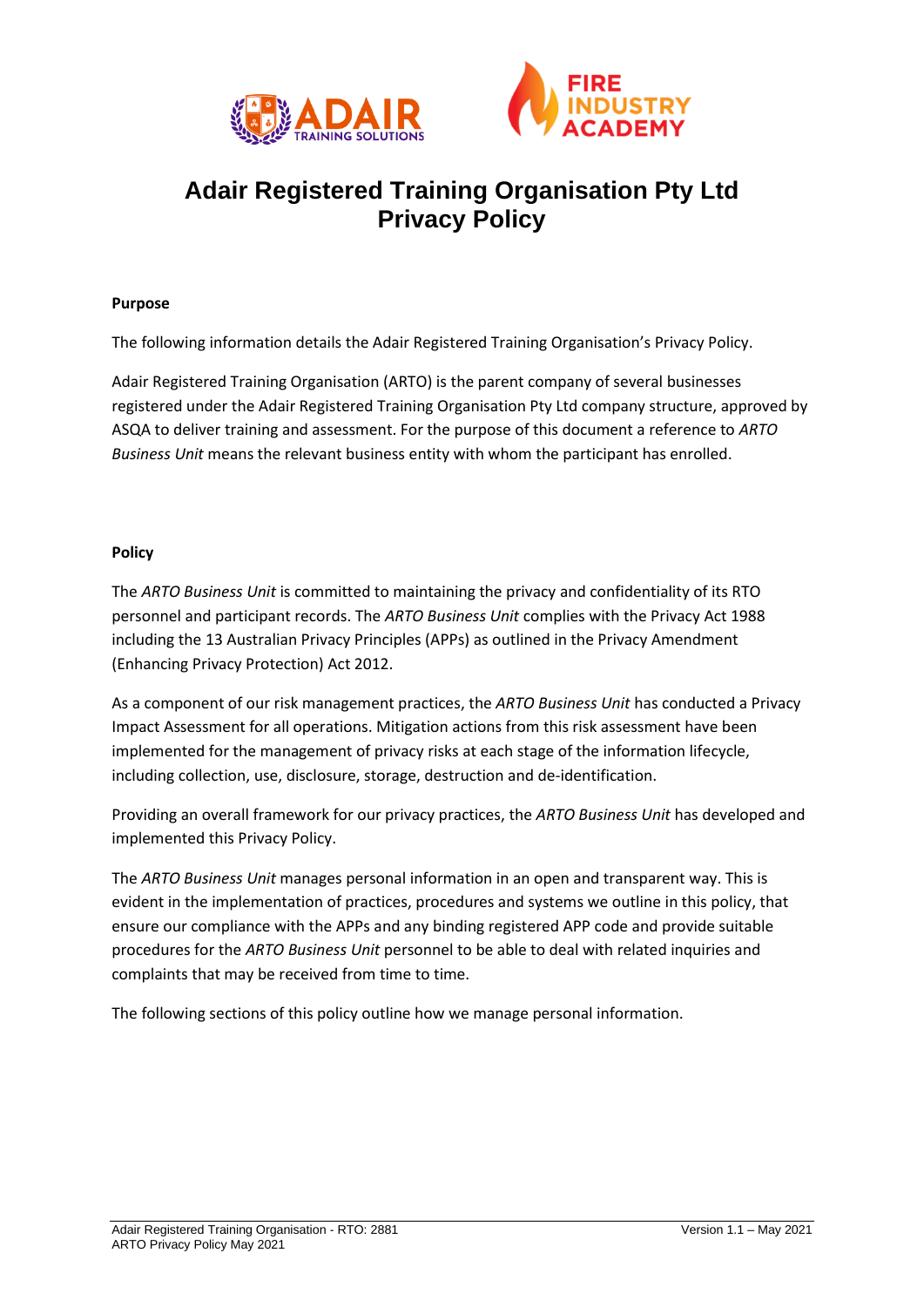# Adair Registered Training Organisation Pty Ltd
# Privacy Policy

**Purpose**

The following information details the Adair Registered Training Organisation's Privacy Policy.

Adair Registered Training Organisation (ARTO) is the parent company of several businesses registered under the Adair Registered Training Organisation Pty Ltd company structure, approved by ASQA to deliver training and assessment. For the purpose of this document a reference to *ARTO Business Unit* means the relevant business entity with whom the participant has enrolled.

**Policy**

The *ARTO Business Unit* is committed to maintaining the privacy and confidentiality of its RTO personnel and participant records. The *ARTO Business Unit* complies with the Privacy Act 1988 including the 13 Australian Privacy Principles (APPs) as outlined in the Privacy Amendment (Enhancing Privacy Protection) Act 2012.

As a component of our risk management practices, the *ARTO Business Unit* has conducted a Privacy Impact Assessment for all operations. Mitigation actions from this risk assessment have been implemented for the management of privacy risks at each stage of the information lifecycle, including collection, use, disclosure, storage, destruction and de-identification.

Providing an overall framework for our privacy practices, the *ARTO Business Unit* has developed and implemented this Privacy Policy.

The *ARTO Business Unit* manages personal information in an open and transparent way. This is evident in the implementation of practices, procedures and systems we outline in this policy, that ensure our compliance with the APPs and any binding registered APP code and provide suitable procedures for the *ARTO Business Unit* personnel to be able to deal with related inquiries and complaints that may be received from time to time.

The following sections of this policy outline how we manage personal information.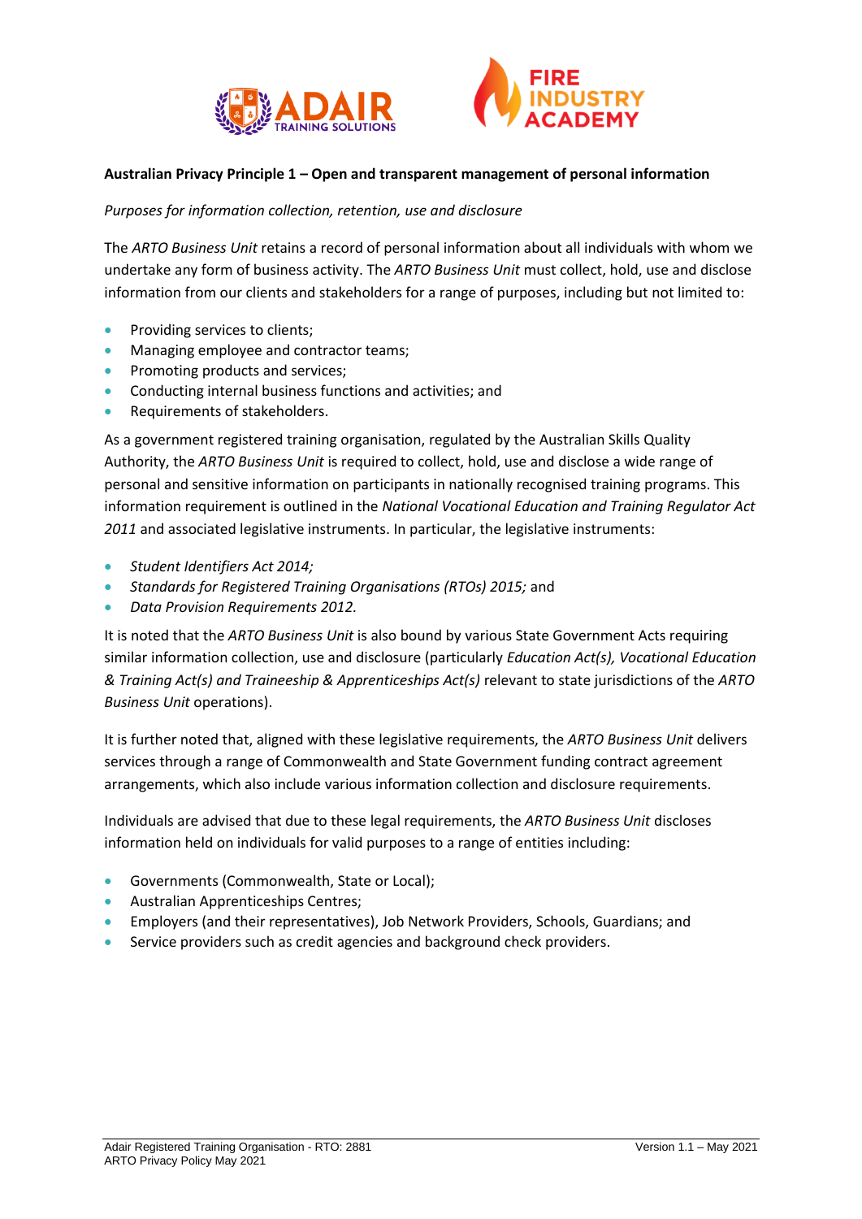**Australian Privacy Principle 1 – Open and transparent management of personal information**

*Purposes for information collection, retention, use and disclosure*

The *ARTO Business Unit* retains a record of personal information about all individuals with whom we undertake any form of business activity. The *ARTO Business Unit* must collect, hold, use and disclose information from our clients and stakeholders for a range of purposes, including but not limited to:

- Providing services to clients;
- Managing employee and contractor teams;
- Promoting products and services;
- Conducting internal business functions and activities; and
- Requirements of stakeholders.

As a government registered training organisation, regulated by the Australian Skills Quality Authority, the *ARTO Business Unit* is required to collect, hold, use and disclose a wide range of personal and sensitive information on participants in nationally recognised training programs. This information requirement is outlined in the *National Vocational Education and Training Regulator Act 2011* and associated legislative instruments. In particular, the legislative instruments:

- *Student Identifiers Act 2014;*
- *Standards for Registered Training Organisations (RTOs) 2015;* and
- *Data Provision Requirements 2012.*

It is noted that the *ARTO Business Unit* is also bound by various State Government Acts requiring similar information collection, use and disclosure (particularly *Education Act(s), Vocational Education & Training Act(s) and Traineeship & Apprenticeships Act(s)* relevant to state jurisdictions of the *ARTO Business Unit* operations).

It is further noted that, aligned with these legislative requirements, the *ARTO Business Unit* delivers services through a range of Commonwealth and State Government funding contract agreement arrangements, which also include various information collection and disclosure requirements.

Individuals are advised that due to these legal requirements, the *ARTO Business Unit* discloses information held on individuals for valid purposes to a range of entities including:

- Governments (Commonwealth, State or Local);
- Australian Apprenticeships Centres;
- Employers (and their representatives), Job Network Providers, Schools, Guardians; and
- Service providers such as credit agencies and background check providers.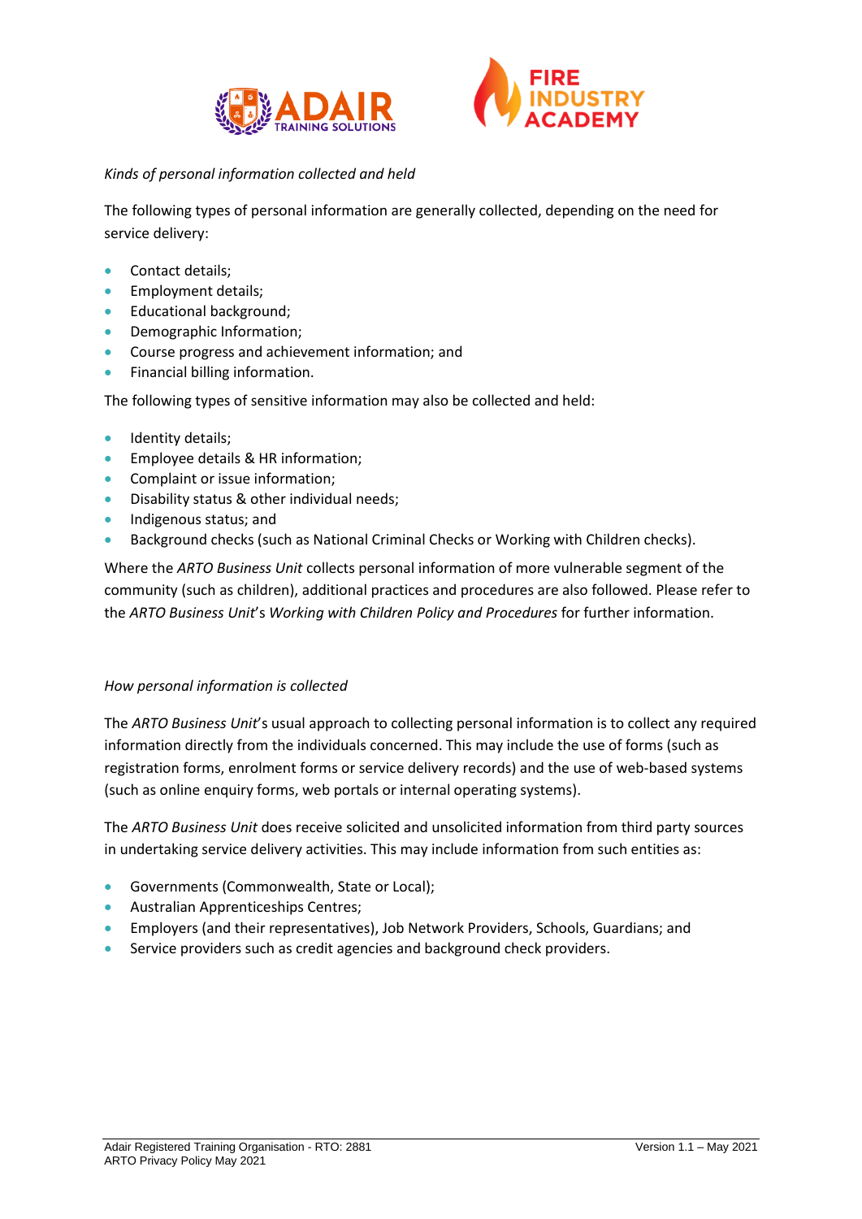*Kinds of personal information collected and held*

The following types of personal information are generally collected, depending on the need for service delivery:

- Contact details;
- Employment details;
- Educational background;
- Demographic Information;
- Course progress and achievement information; and
- Financial billing information.

The following types of sensitive information may also be collected and held:

- Identity details;
- Employee details & HR information;
- Complaint or issue information;
- Disability status & other individual needs;
- Indigenous status; and
- Background checks (such as National Criminal Checks or Working with Children checks).

Where the *ARTO Business Unit* collects personal information of more vulnerable segment of the community (such as children), additional practices and procedures are also followed. Please refer to the *ARTO Business Unit*'s *Working with Children Policy and Procedures* for further information.

*How personal information is collected*

The *ARTO Business Unit*'s usual approach to collecting personal information is to collect any required information directly from the individuals concerned. This may include the use of forms (such as registration forms, enrolment forms or service delivery records) and the use of web-based systems (such as online enquiry forms, web portals or internal operating systems).

The *ARTO Business Unit* does receive solicited and unsolicited information from third party sources in undertaking service delivery activities. This may include information from such entities as:

- Governments (Commonwealth, State or Local);
- Australian Apprenticeships Centres;
- Employers (and their representatives), Job Network Providers, Schools, Guardians; and
- Service providers such as credit agencies and background check providers.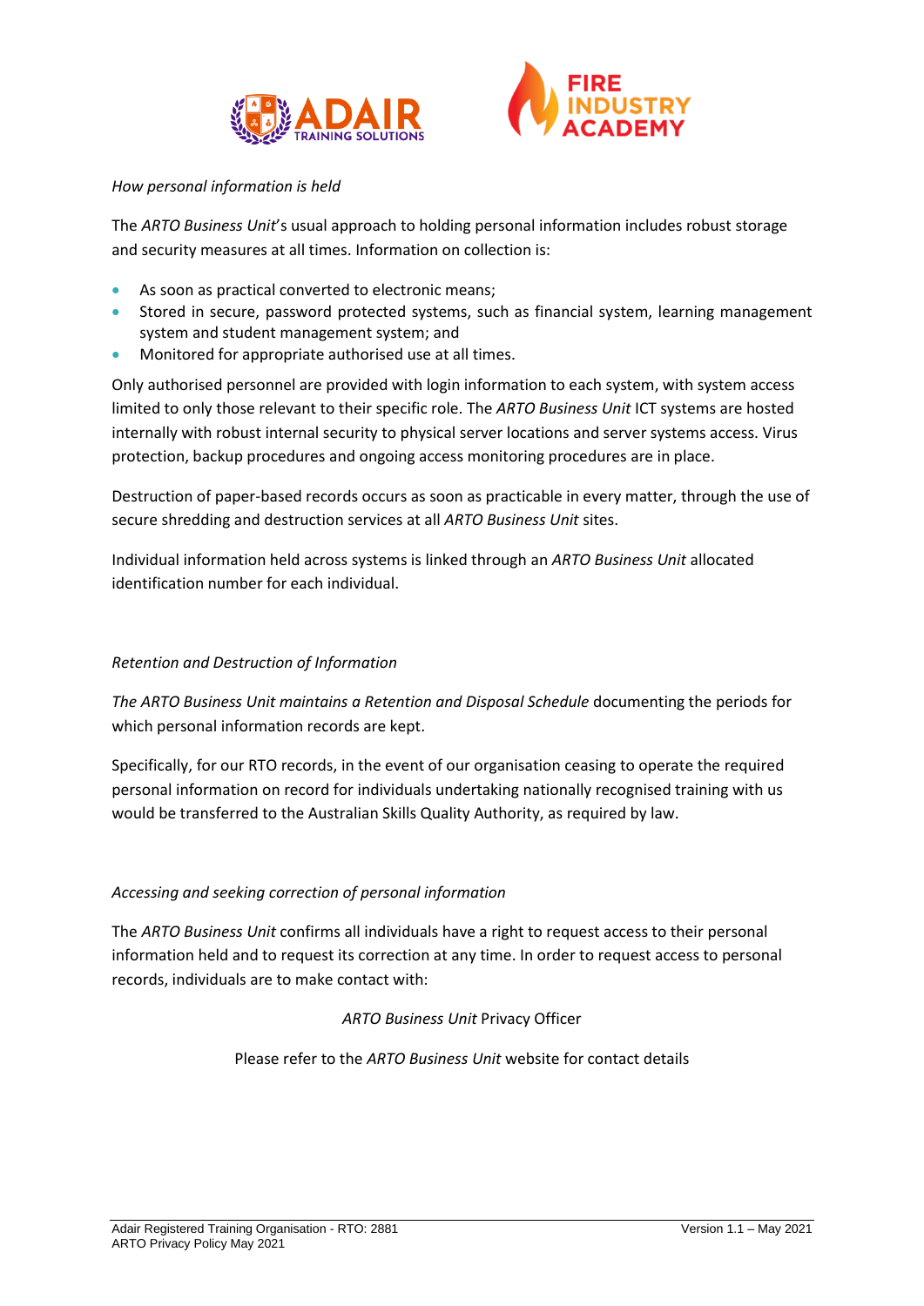*How personal information is held*

The *ARTO Business Unit*'s usual approach to holding personal information includes robust storage and security measures at all times. Information on collection is:

- As soon as practical converted to electronic means;
- Stored in secure, password protected systems, such as financial system, learning management system and student management system; and
- Monitored for appropriate authorised use at all times.

Only authorised personnel are provided with login information to each system, with system access limited to only those relevant to their specific role. The *ARTO Business Unit* ICT systems are hosted internally with robust internal security to physical server locations and server systems access. Virus protection, backup procedures and ongoing access monitoring procedures are in place.

Destruction of paper-based records occurs as soon as practicable in every matter, through the use of secure shredding and destruction services at all *ARTO Business Unit* sites.

Individual information held across systems is linked through an *ARTO Business Unit* allocated identification number for each individual.

*Retention and Destruction of Information*

*The ARTO Business Unit maintains a Retention and Disposal Schedule* documenting the periods for which personal information records are kept.

Specifically, for our RTO records, in the event of our organisation ceasing to operate the required personal information on record for individuals undertaking nationally recognised training with us would be transferred to the Australian Skills Quality Authority, as required by law.

*Accessing and seeking correction of personal information*

The *ARTO Business Unit* confirms all individuals have a right to request access to their personal information held and to request its correction at any time. In order to request access to personal records, individuals are to make contact with:

*ARTO Business Unit* Privacy Officer

Please refer to the *ARTO Business Unit* website for contact details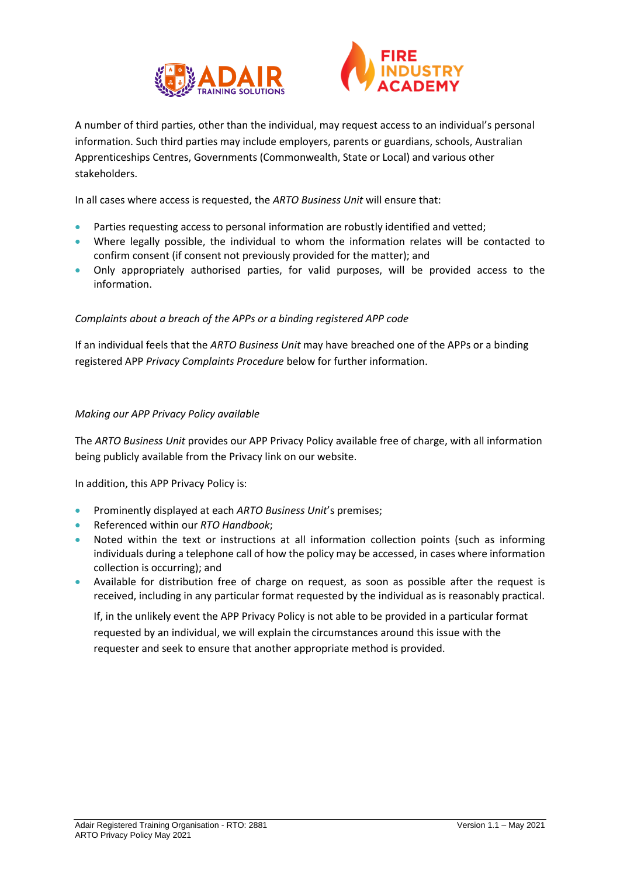A number of third parties, other than the individual, may request access to an individual's personal information. Such third parties may include employers, parents or guardians, schools, Australian Apprenticeships Centres, Governments (Commonwealth, State or Local) and various other stakeholders.

In all cases where access is requested, the *ARTO Business Unit* will ensure that:

- Parties requesting access to personal information are robustly identified and vetted;
- Where legally possible, the individual to whom the information relates will be contacted to confirm consent (if consent not previously provided for the matter); and
- Only appropriately authorised parties, for valid purposes, will be provided access to the information.

*Complaints about a breach of the APPs or a binding registered APP code*

If an individual feels that the *ARTO Business Unit* may have breached one of the APPs or a binding registered APP *Privacy Complaints Procedure* below for further information.

*Making our APP Privacy Policy available*

The *ARTO Business Unit* provides our APP Privacy Policy available free of charge, with all information being publicly available from the Privacy link on our website.

In addition, this APP Privacy Policy is:

- Prominently displayed at each *ARTO Business Unit*'s premises;
- Referenced within our *RTO Handbook*;
- Noted within the text or instructions at all information collection points (such as informing individuals during a telephone call of how the policy may be accessed, in cases where information collection is occurring); and
- Available for distribution free of charge on request, as soon as possible after the request is received, including in any particular format requested by the individual as is reasonably practical.

  If, in the unlikely event the APP Privacy Policy is not able to be provided in a particular format requested by an individual, we will explain the circumstances around this issue with the requester and seek to ensure that another appropriate method is provided.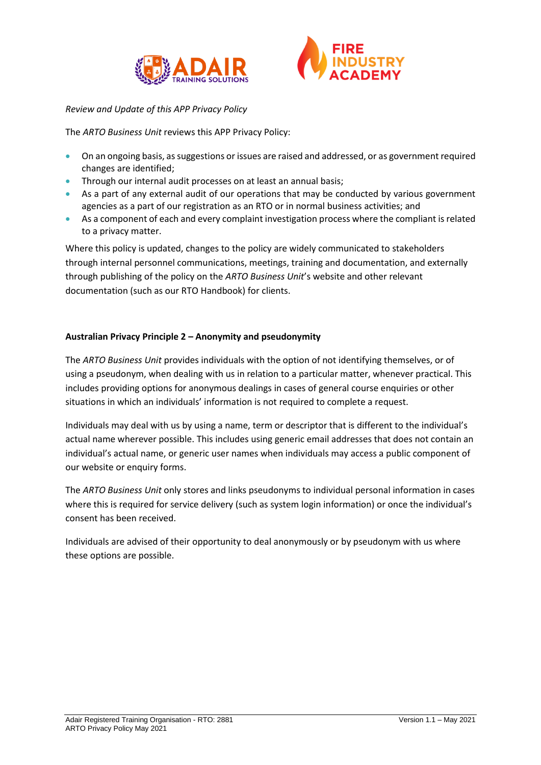*Review and Update of this APP Privacy Policy*

The *ARTO Business Unit* reviews this APP Privacy Policy:

- On an ongoing basis, as suggestions or issues are raised and addressed, or as government required changes are identified;
- Through our internal audit processes on at least an annual basis;
- As a part of any external audit of our operations that may be conducted by various government agencies as a part of our registration as an RTO or in normal business activities; and
- As a component of each and every complaint investigation process where the compliant is related to a privacy matter.

Where this policy is updated, changes to the policy are widely communicated to stakeholders through internal personnel communications, meetings, training and documentation, and externally through publishing of the policy on the *ARTO Business Unit*'s website and other relevant documentation (such as our RTO Handbook) for clients.

**Australian Privacy Principle 2 – Anonymity and pseudonymity**

The *ARTO Business Unit* provides individuals with the option of not identifying themselves, or of using a pseudonym, when dealing with us in relation to a particular matter, whenever practical. This includes providing options for anonymous dealings in cases of general course enquiries or other situations in which an individuals' information is not required to complete a request.

Individuals may deal with us by using a name, term or descriptor that is different to the individual's actual name wherever possible. This includes using generic email addresses that does not contain an individual's actual name, or generic user names when individuals may access a public component of our website or enquiry forms.

The *ARTO Business Unit* only stores and links pseudonyms to individual personal information in cases where this is required for service delivery (such as system login information) or once the individual's consent has been received.

Individuals are advised of their opportunity to deal anonymously or by pseudonym with us where these options are possible.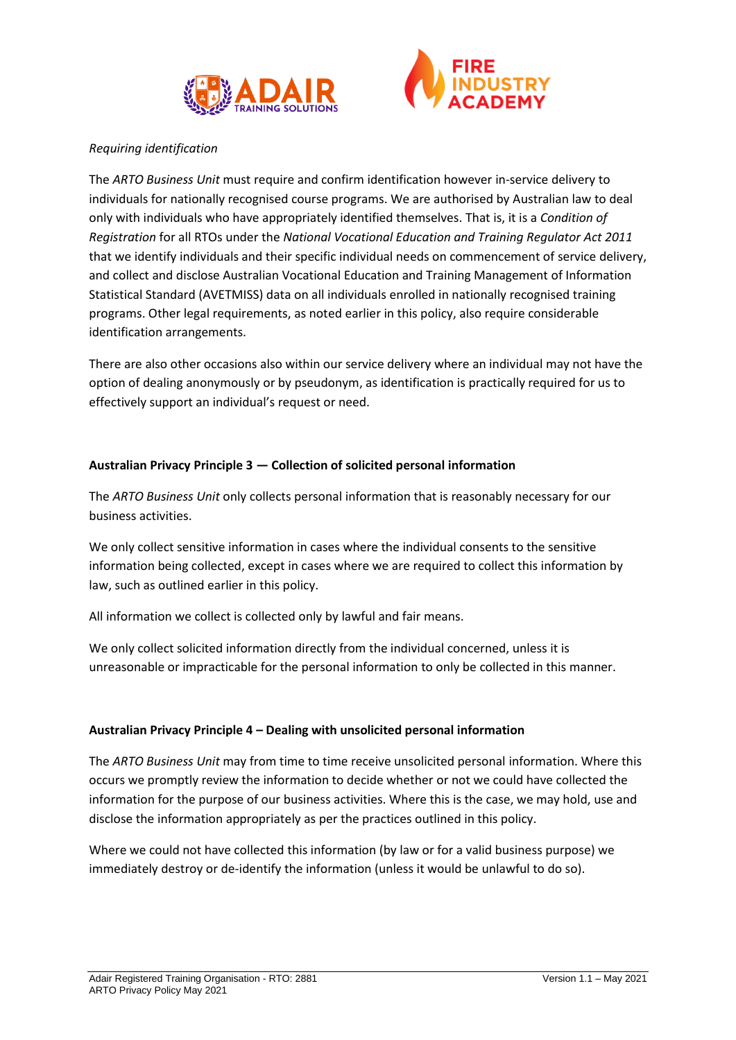*Requiring identification*

The *ARTO Business Unit* must require and confirm identification however in-service delivery to individuals for nationally recognised course programs. We are authorised by Australian law to deal only with individuals who have appropriately identified themselves. That is, it is a *Condition of Registration* for all RTOs under the *National Vocational Education and Training Regulator Act 2011* that we identify individuals and their specific individual needs on commencement of service delivery, and collect and disclose Australian Vocational Education and Training Management of Information Statistical Standard (AVETMISS) data on all individuals enrolled in nationally recognised training programs. Other legal requirements, as noted earlier in this policy, also require considerable identification arrangements.

There are also other occasions also within our service delivery where an individual may not have the option of dealing anonymously or by pseudonym, as identification is practically required for us to effectively support an individual's request or need.

**Australian Privacy Principle 3 — Collection of solicited personal information**

The *ARTO Business Unit* only collects personal information that is reasonably necessary for our business activities.

We only collect sensitive information in cases where the individual consents to the sensitive information being collected, except in cases where we are required to collect this information by law, such as outlined earlier in this policy.

All information we collect is collected only by lawful and fair means.

We only collect solicited information directly from the individual concerned, unless it is unreasonable or impracticable for the personal information to only be collected in this manner.

**Australian Privacy Principle 4 – Dealing with unsolicited personal information**

The *ARTO Business Unit* may from time to time receive unsolicited personal information. Where this occurs we promptly review the information to decide whether or not we could have collected the information for the purpose of our business activities. Where this is the case, we may hold, use and disclose the information appropriately as per the practices outlined in this policy.

Where we could not have collected this information (by law or for a valid business purpose) we immediately destroy or de-identify the information (unless it would be unlawful to do so).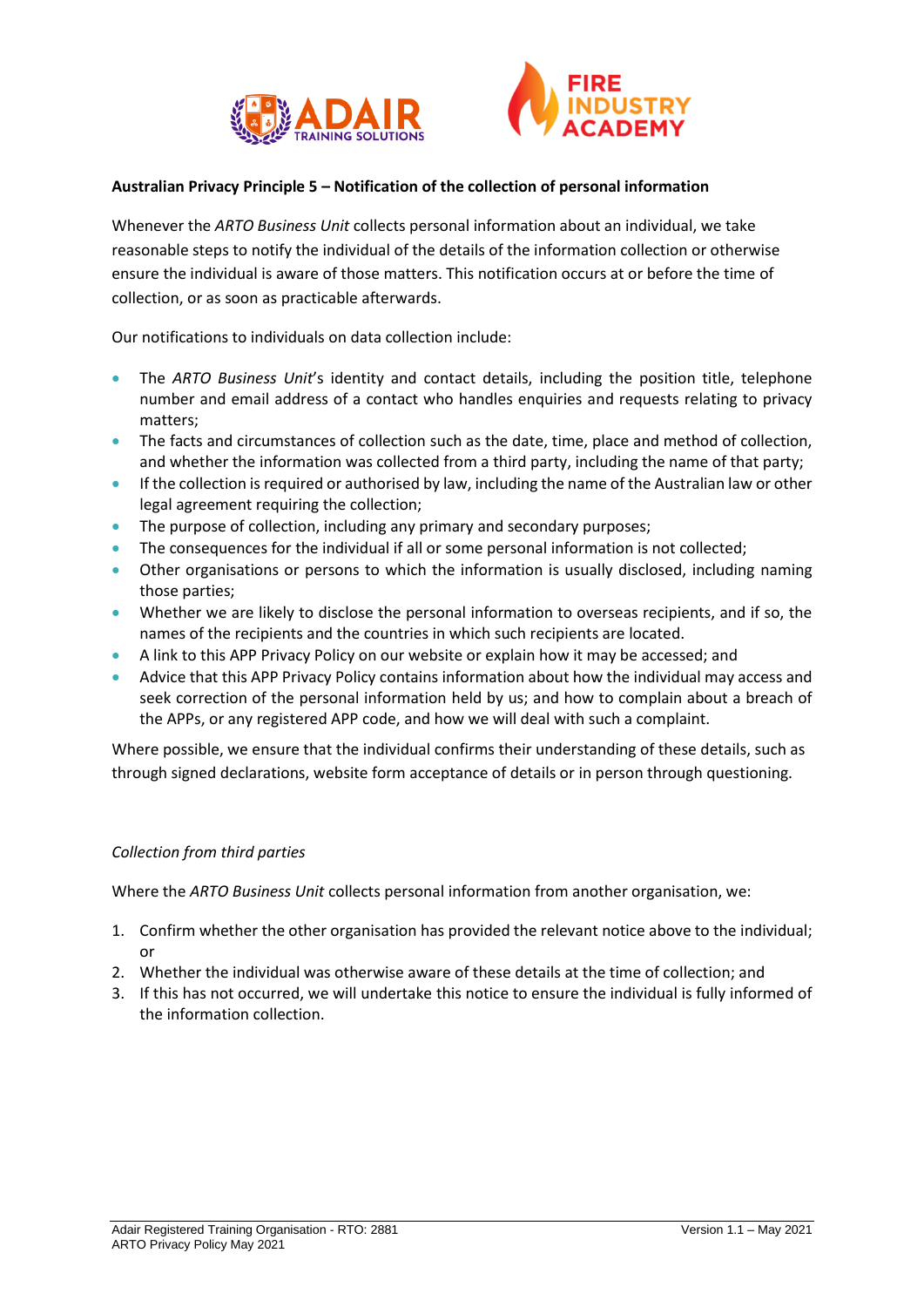**Australian Privacy Principle 5 – Notification of the collection of personal information**

Whenever the *ARTO Business Unit* collects personal information about an individual, we take reasonable steps to notify the individual of the details of the information collection or otherwise ensure the individual is aware of those matters. This notification occurs at or before the time of collection, or as soon as practicable afterwards.

Our notifications to individuals on data collection include:

- The *ARTO Business Unit*'s identity and contact details, including the position title, telephone number and email address of a contact who handles enquiries and requests relating to privacy matters;
- The facts and circumstances of collection such as the date, time, place and method of collection, and whether the information was collected from a third party, including the name of that party;
- If the collection is required or authorised by law, including the name of the Australian law or other legal agreement requiring the collection;
- The purpose of collection, including any primary and secondary purposes;
- The consequences for the individual if all or some personal information is not collected;
- Other organisations or persons to which the information is usually disclosed, including naming those parties;
- Whether we are likely to disclose the personal information to overseas recipients, and if so, the names of the recipients and the countries in which such recipients are located.
- A link to this APP Privacy Policy on our website or explain how it may be accessed; and
- Advice that this APP Privacy Policy contains information about how the individual may access and seek correction of the personal information held by us; and how to complain about a breach of the APPs, or any registered APP code, and how we will deal with such a complaint.

Where possible, we ensure that the individual confirms their understanding of these details, such as through signed declarations, website form acceptance of details or in person through questioning.

*Collection from third parties*

Where the *ARTO Business Unit* collects personal information from another organisation, we:

1. Confirm whether the other organisation has provided the relevant notice above to the individual; or
2. Whether the individual was otherwise aware of these details at the time of collection; and
3. If this has not occurred, we will undertake this notice to ensure the individual is fully informed of the information collection.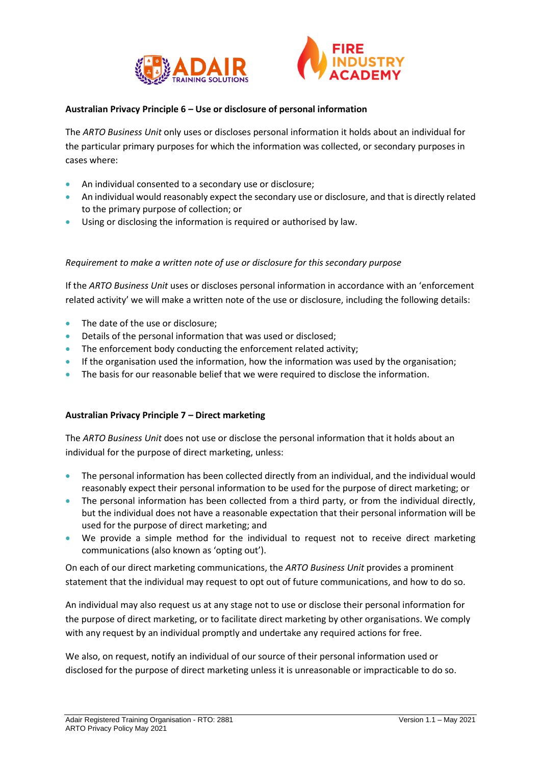**Australian Privacy Principle 6 – Use or disclosure of personal information**

The *ARTO Business Unit* only uses or discloses personal information it holds about an individual for the particular primary purposes for which the information was collected, or secondary purposes in cases where:

- An individual consented to a secondary use or disclosure;
- An individual would reasonably expect the secondary use or disclosure, and that is directly related to the primary purpose of collection; or
- Using or disclosing the information is required or authorised by law.

*Requirement to make a written note of use or disclosure for this secondary purpose*

If the *ARTO Business Unit* uses or discloses personal information in accordance with an 'enforcement related activity' we will make a written note of the use or disclosure, including the following details:

- The date of the use or disclosure;
- Details of the personal information that was used or disclosed;
- The enforcement body conducting the enforcement related activity;
- If the organisation used the information, how the information was used by the organisation;
- The basis for our reasonable belief that we were required to disclose the information.

**Australian Privacy Principle 7 – Direct marketing**

The *ARTO Business Unit* does not use or disclose the personal information that it holds about an individual for the purpose of direct marketing, unless:

- The personal information has been collected directly from an individual, and the individual would reasonably expect their personal information to be used for the purpose of direct marketing; or
- The personal information has been collected from a third party, or from the individual directly, but the individual does not have a reasonable expectation that their personal information will be used for the purpose of direct marketing; and
- We provide a simple method for the individual to request not to receive direct marketing communications (also known as 'opting out').

On each of our direct marketing communications, the *ARTO Business Unit* provides a prominent statement that the individual may request to opt out of future communications, and how to do so.

An individual may also request us at any stage not to use or disclose their personal information for the purpose of direct marketing, or to facilitate direct marketing by other organisations. We comply with any request by an individual promptly and undertake any required actions for free.

We also, on request, notify an individual of our source of their personal information used or disclosed for the purpose of direct marketing unless it is unreasonable or impracticable to do so.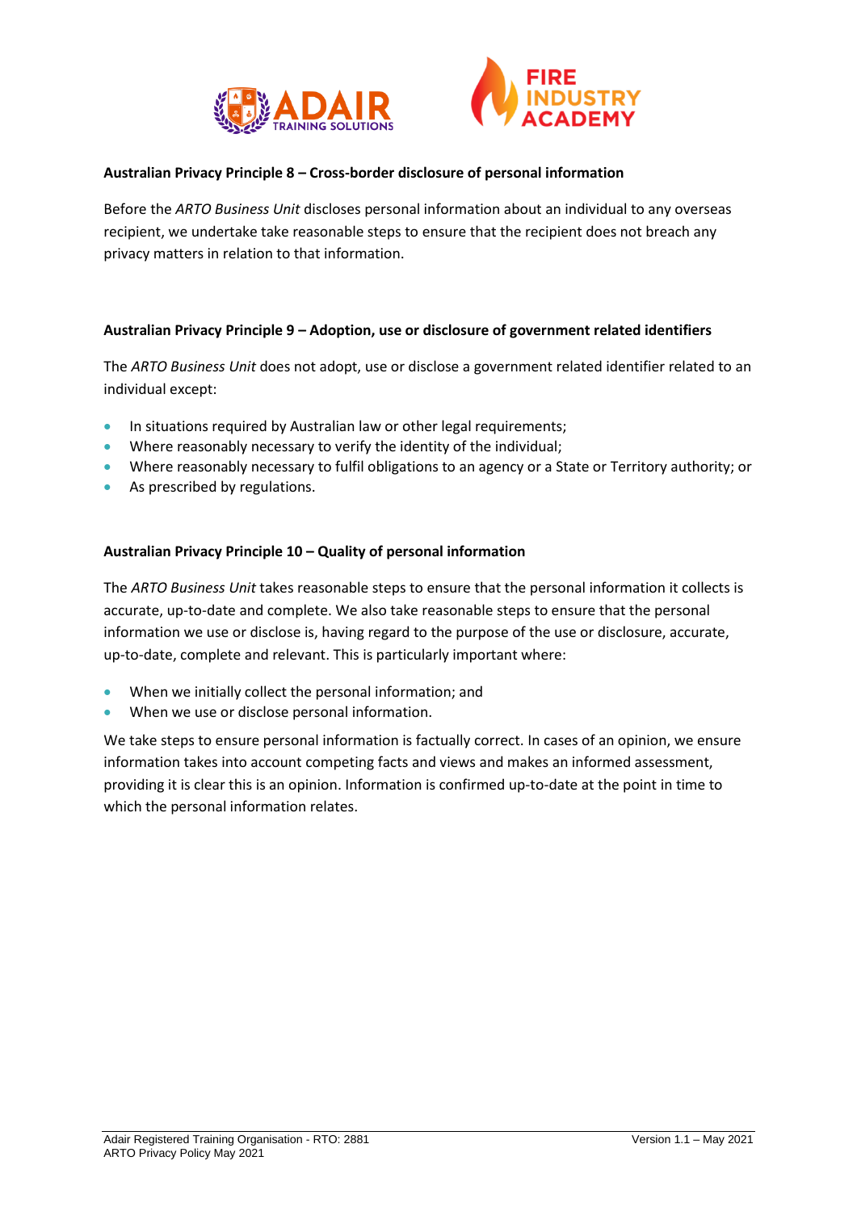### Australian Privacy Principle 8 – Cross-border disclosure of personal information

Before the *ARTO Business Unit* discloses personal information about an individual to any overseas recipient, we undertake take reasonable steps to ensure that the recipient does not breach any privacy matters in relation to that information.

### Australian Privacy Principle 9 – Adoption, use or disclosure of government related identifiers

The *ARTO Business Unit* does not adopt, use or disclose a government related identifier related to an individual except:

- In situations required by Australian law or other legal requirements;
- Where reasonably necessary to verify the identity of the individual;
- Where reasonably necessary to fulfil obligations to an agency or a State or Territory authority; or
- As prescribed by regulations.

### Australian Privacy Principle 10 – Quality of personal information

The *ARTO Business Unit* takes reasonable steps to ensure that the personal information it collects is accurate, up-to-date and complete. We also take reasonable steps to ensure that the personal information we use or disclose is, having regard to the purpose of the use or disclosure, accurate, up-to-date, complete and relevant. This is particularly important where:

- When we initially collect the personal information; and
- When we use or disclose personal information.

We take steps to ensure personal information is factually correct. In cases of an opinion, we ensure information takes into account competing facts and views and makes an informed assessment, providing it is clear this is an opinion. Information is confirmed up-to-date at the point in time to which the personal information relates.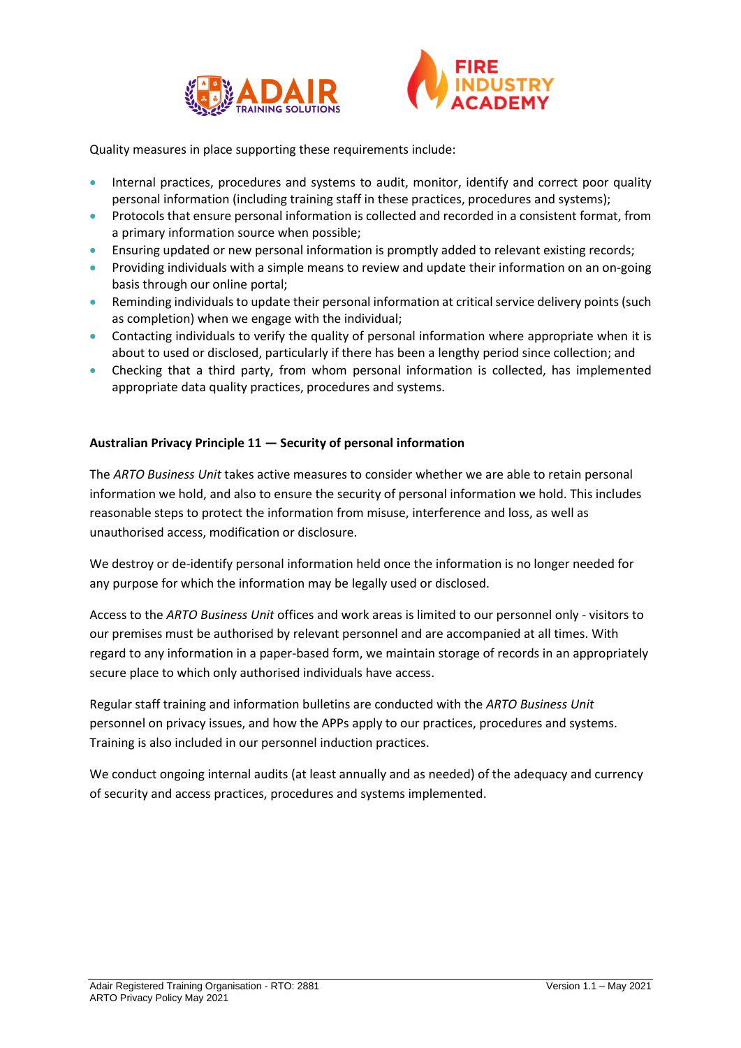Quality measures in place supporting these requirements include:

- Internal practices, procedures and systems to audit, monitor, identify and correct poor quality personal information (including training staff in these practices, procedures and systems);
- Protocols that ensure personal information is collected and recorded in a consistent format, from a primary information source when possible;
- Ensuring updated or new personal information is promptly added to relevant existing records;
- Providing individuals with a simple means to review and update their information on an on-going basis through our online portal;
- Reminding individuals to update their personal information at critical service delivery points (such as completion) when we engage with the individual;
- Contacting individuals to verify the quality of personal information where appropriate when it is about to used or disclosed, particularly if there has been a lengthy period since collection; and
- Checking that a third party, from whom personal information is collected, has implemented appropriate data quality practices, procedures and systems.

**Australian Privacy Principle 11 — Security of personal information**

The *ARTO Business Unit* takes active measures to consider whether we are able to retain personal information we hold, and also to ensure the security of personal information we hold. This includes reasonable steps to protect the information from misuse, interference and loss, as well as unauthorised access, modification or disclosure.

We destroy or de-identify personal information held once the information is no longer needed for any purpose for which the information may be legally used or disclosed.

Access to the *ARTO Business Unit* offices and work areas is limited to our personnel only - visitors to our premises must be authorised by relevant personnel and are accompanied at all times. With regard to any information in a paper-based form, we maintain storage of records in an appropriately secure place to which only authorised individuals have access.

Regular staff training and information bulletins are conducted with the *ARTO Business Unit* personnel on privacy issues, and how the APPs apply to our practices, procedures and systems. Training is also included in our personnel induction practices.

We conduct ongoing internal audits (at least annually and as needed) of the adequacy and currency of security and access practices, procedures and systems implemented.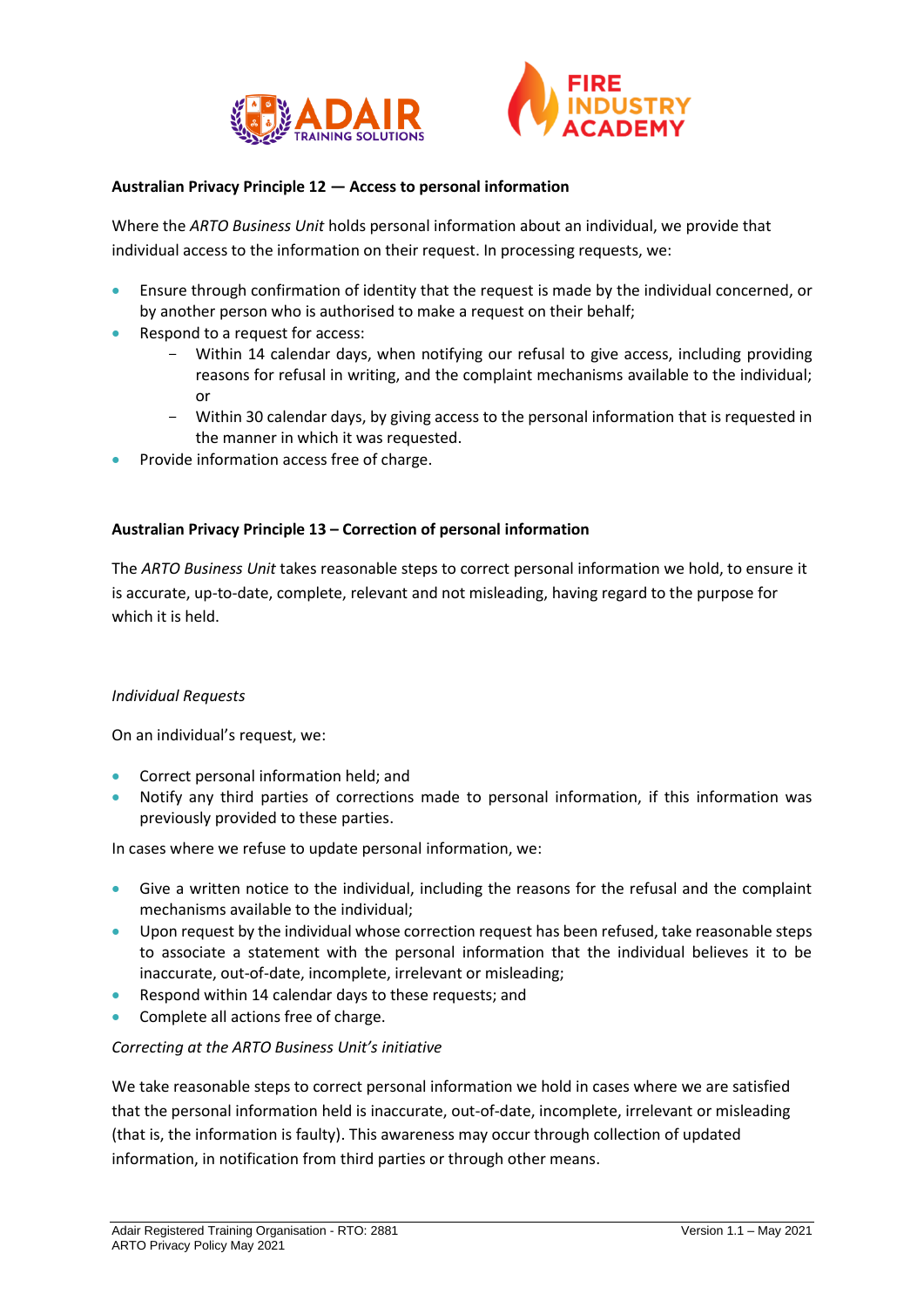**Australian Privacy Principle 12 — Access to personal information**

Where the *ARTO Business Unit* holds personal information about an individual, we provide that individual access to the information on their request. In processing requests, we:

- Ensure through confirmation of identity that the request is made by the individual concerned, or by another person who is authorised to make a request on their behalf;
- Respond to a request for access:
  - Within 14 calendar days, when notifying our refusal to give access, including providing reasons for refusal in writing, and the complaint mechanisms available to the individual; or
  - Within 30 calendar days, by giving access to the personal information that is requested in the manner in which it was requested.
- Provide information access free of charge.

**Australian Privacy Principle 13 – Correction of personal information**

The *ARTO Business Unit* takes reasonable steps to correct personal information we hold, to ensure it is accurate, up-to-date, complete, relevant and not misleading, having regard to the purpose for which it is held.

*Individual Requests*

On an individual's request, we:

- Correct personal information held; and
- Notify any third parties of corrections made to personal information, if this information was previously provided to these parties.

In cases where we refuse to update personal information, we:

- Give a written notice to the individual, including the reasons for the refusal and the complaint mechanisms available to the individual;
- Upon request by the individual whose correction request has been refused, take reasonable steps to associate a statement with the personal information that the individual believes it to be inaccurate, out-of-date, incomplete, irrelevant or misleading;
- Respond within 14 calendar days to these requests; and
- Complete all actions free of charge.

*Correcting at the ARTO Business Unit's initiative*

We take reasonable steps to correct personal information we hold in cases where we are satisfied that the personal information held is inaccurate, out-of-date, incomplete, irrelevant or misleading (that is, the information is faulty). This awareness may occur through collection of updated information, in notification from third parties or through other means.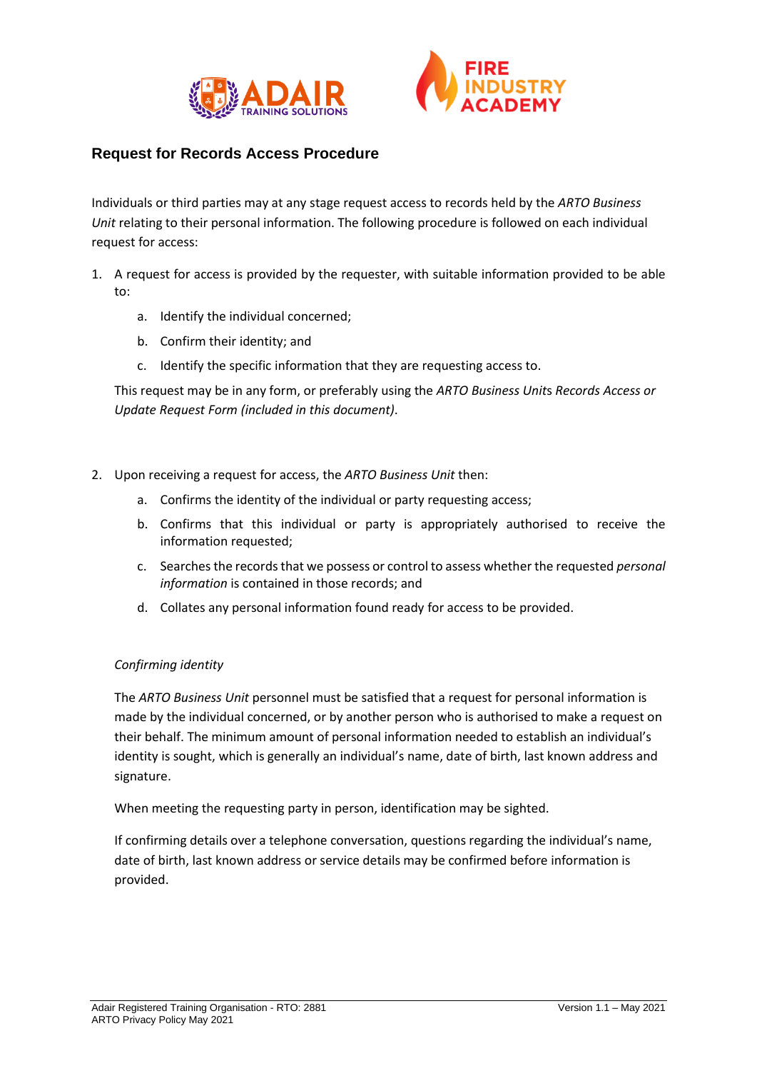## Request for Records Access Procedure

Individuals or third parties may at any stage request access to records held by the *ARTO Business Unit* relating to their personal information. The following procedure is followed on each individual request for access:

1. A request for access is provided by the requester, with suitable information provided to be able to:
    a. Identify the individual concerned;
    b. Confirm their identity; and
    c. Identify the specific information that they are requesting access to.

    This request may be in any form, or preferably using the *ARTO Business Units Records Access or Update Request Form (included in this document)*.

2. Upon receiving a request for access, the *ARTO Business Unit* then:
    a. Confirms the identity of the individual or party requesting access;
    b. Confirms that this individual or party is appropriately authorised to receive the information requested;
    c. Searches the records that we possess or control to assess whether the requested *personal information* is contained in those records; and
    d. Collates any personal information found ready for access to be provided.

    *Confirming identity*

    The *ARTO Business Unit* personnel must be satisfied that a request for personal information is made by the individual concerned, or by another person who is authorised to make a request on their behalf. The minimum amount of personal information needed to establish an individual's identity is sought, which is generally an individual's name, date of birth, last known address and signature.

    When meeting the requesting party in person, identification may be sighted.

    If confirming details over a telephone conversation, questions regarding the individual's name, date of birth, last known address or service details may be confirmed before information is provided.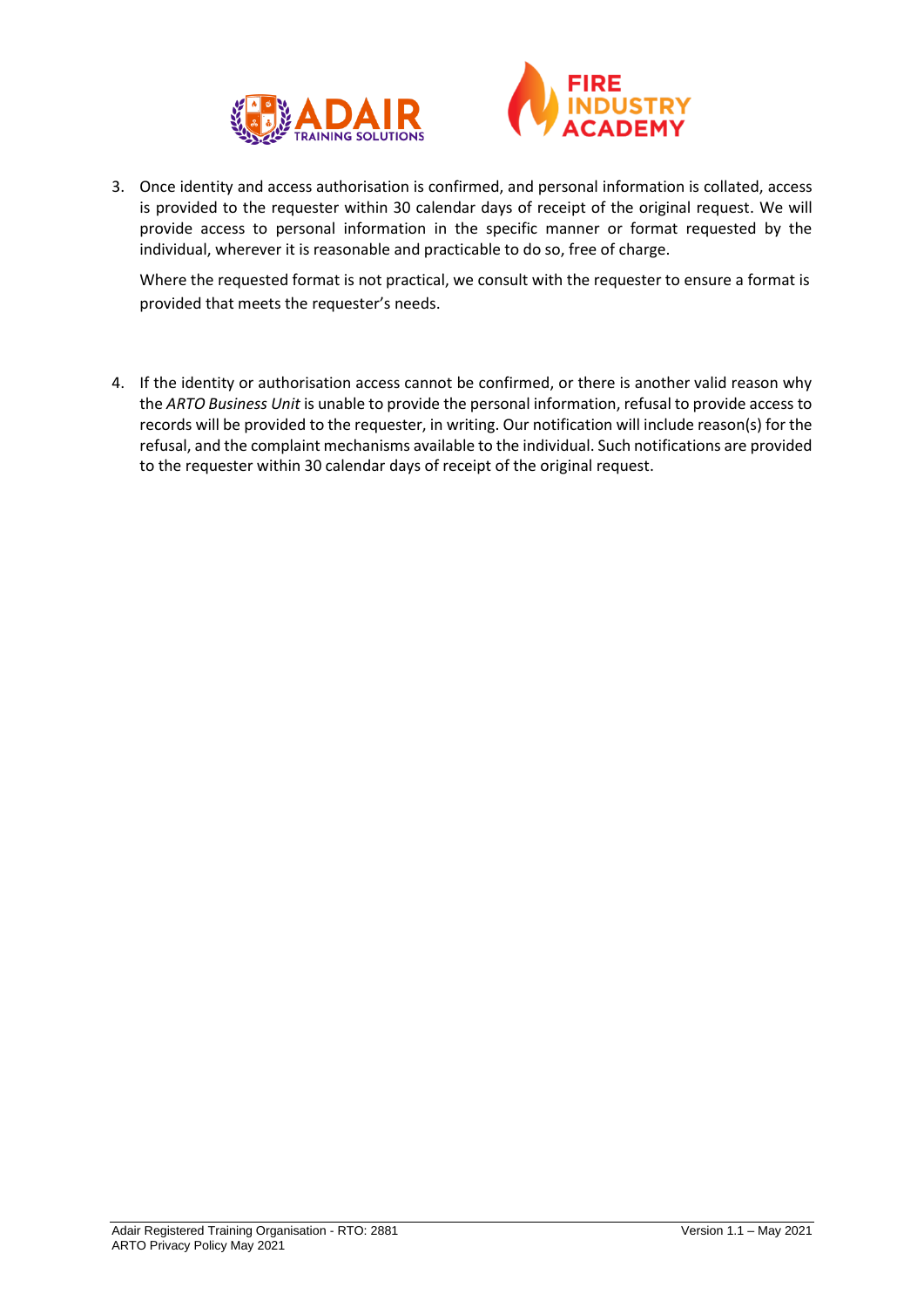3. Once identity and access authorisation is confirmed, and personal information is collated, access is provided to the requester within 30 calendar days of receipt of the original request. We will provide access to personal information in the specific manner or format requested by the individual, wherever it is reasonable and practicable to do so, free of charge.

   Where the requested format is not practical, we consult with the requester to ensure a format is provided that meets the requester's needs.

4. If the identity or authorisation access cannot be confirmed, or there is another valid reason why the *ARTO Business Unit* is unable to provide the personal information, refusal to provide access to records will be provided to the requester, in writing. Our notification will include reason(s) for the refusal, and the complaint mechanisms available to the individual. Such notifications are provided to the requester within 30 calendar days of receipt of the original request.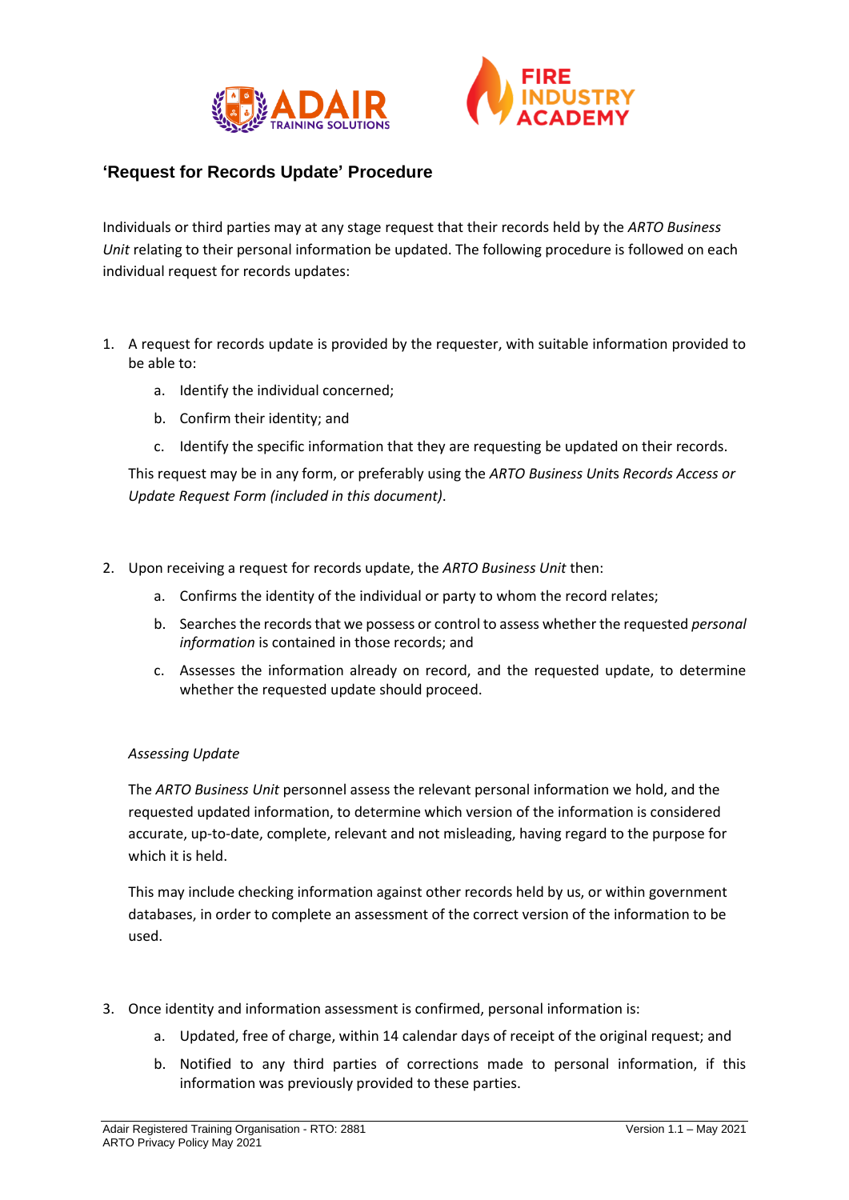## 'Request for Records Update' Procedure

Individuals or third parties may at any stage request that their records held by the *ARTO Business Unit* relating to their personal information be updated. The following procedure is followed on each individual request for records updates:

1. A request for records update is provided by the requester, with suitable information provided to be able to:

    a. Identify the individual concerned;

    b. Confirm their identity; and

    c. Identify the specific information that they are requesting be updated on their records.

    This request may be in any form, or preferably using the *ARTO Business Units Records Access or Update Request Form (included in this document)*.

2. Upon receiving a request for records update, the *ARTO Business Unit* then:

    a. Confirms the identity of the individual or party to whom the record relates;

    b. Searches the records that we possess or control to assess whether the requested *personal information* is contained in those records; and

    c. Assesses the information already on record, and the requested update, to determine whether the requested update should proceed.

    *Assessing Update*

    The *ARTO Business Unit* personnel assess the relevant personal information we hold, and the requested updated information, to determine which version of the information is considered accurate, up-to-date, complete, relevant and not misleading, having regard to the purpose for which it is held.

    This may include checking information against other records held by us, or within government databases, in order to complete an assessment of the correct version of the information to be used.

3. Once identity and information assessment is confirmed, personal information is:

    a. Updated, free of charge, within 14 calendar days of receipt of the original request; and

    b. Notified to any third parties of corrections made to personal information, if this information was previously provided to these parties.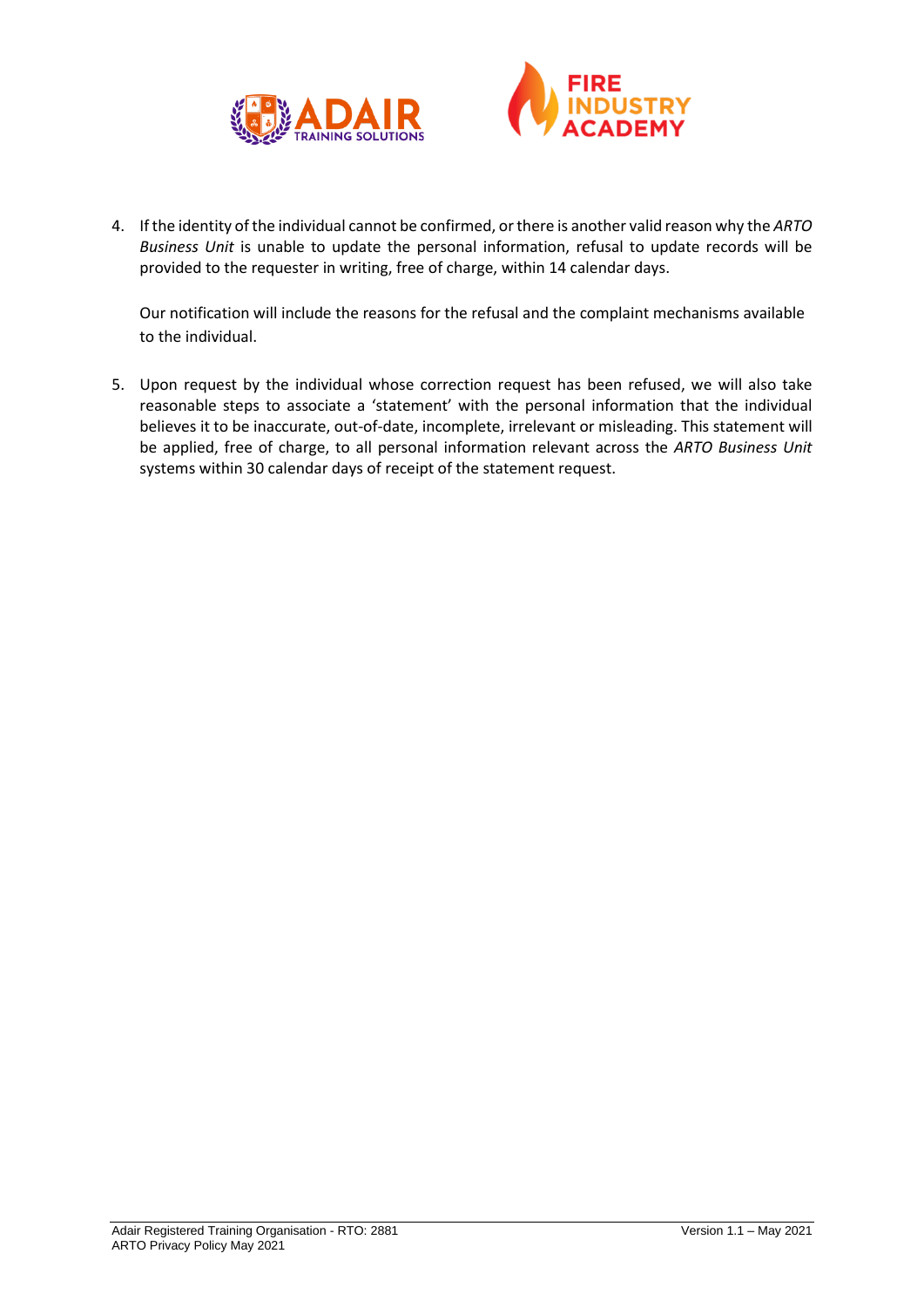4. If the identity of the individual cannot be confirmed, or there is another valid reason why the *ARTO Business Unit* is unable to update the personal information, refusal to update records will be provided to the requester in writing, free of charge, within 14 calendar days.

   Our notification will include the reasons for the refusal and the complaint mechanisms available to the individual.

5. Upon request by the individual whose correction request has been refused, we will also take reasonable steps to associate a 'statement' with the personal information that the individual believes it to be inaccurate, out-of-date, incomplete, irrelevant or misleading. This statement will be applied, free of charge, to all personal information relevant across the *ARTO Business Unit* systems within 30 calendar days of receipt of the statement request.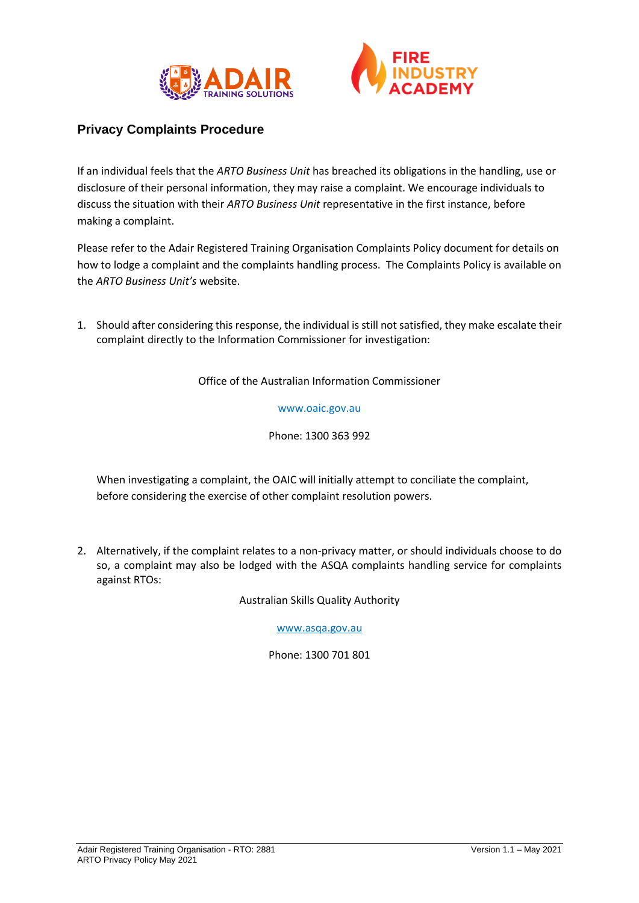## Privacy Complaints Procedure

If an individual feels that the *ARTO Business Unit* has breached its obligations in the handling, use or disclosure of their personal information, they may raise a complaint. We encourage individuals to discuss the situation with their *ARTO Business Unit* representative in the first instance, before making a complaint.

Please refer to the Adair Registered Training Organisation Complaints Policy document for details on how to lodge a complaint and the complaints handling process. The Complaints Policy is available on the *ARTO Business Unit's* website.

1. Should after considering this response, the individual is still not satisfied, they make escalate their complaint directly to the Information Commissioner for investigation:

   Office of the Australian Information Commissioner

   www.oaic.gov.au

   Phone: 1300 363 992

   When investigating a complaint, the OAIC will initially attempt to conciliate the complaint, before considering the exercise of other complaint resolution powers.

2. Alternatively, if the complaint relates to a non-privacy matter, or should individuals choose to do so, a complaint may also be lodged with the ASQA complaints handling service for complaints against RTOs:

   Australian Skills Quality Authority

   www.asqa.gov.au

   Phone: 1300 701 801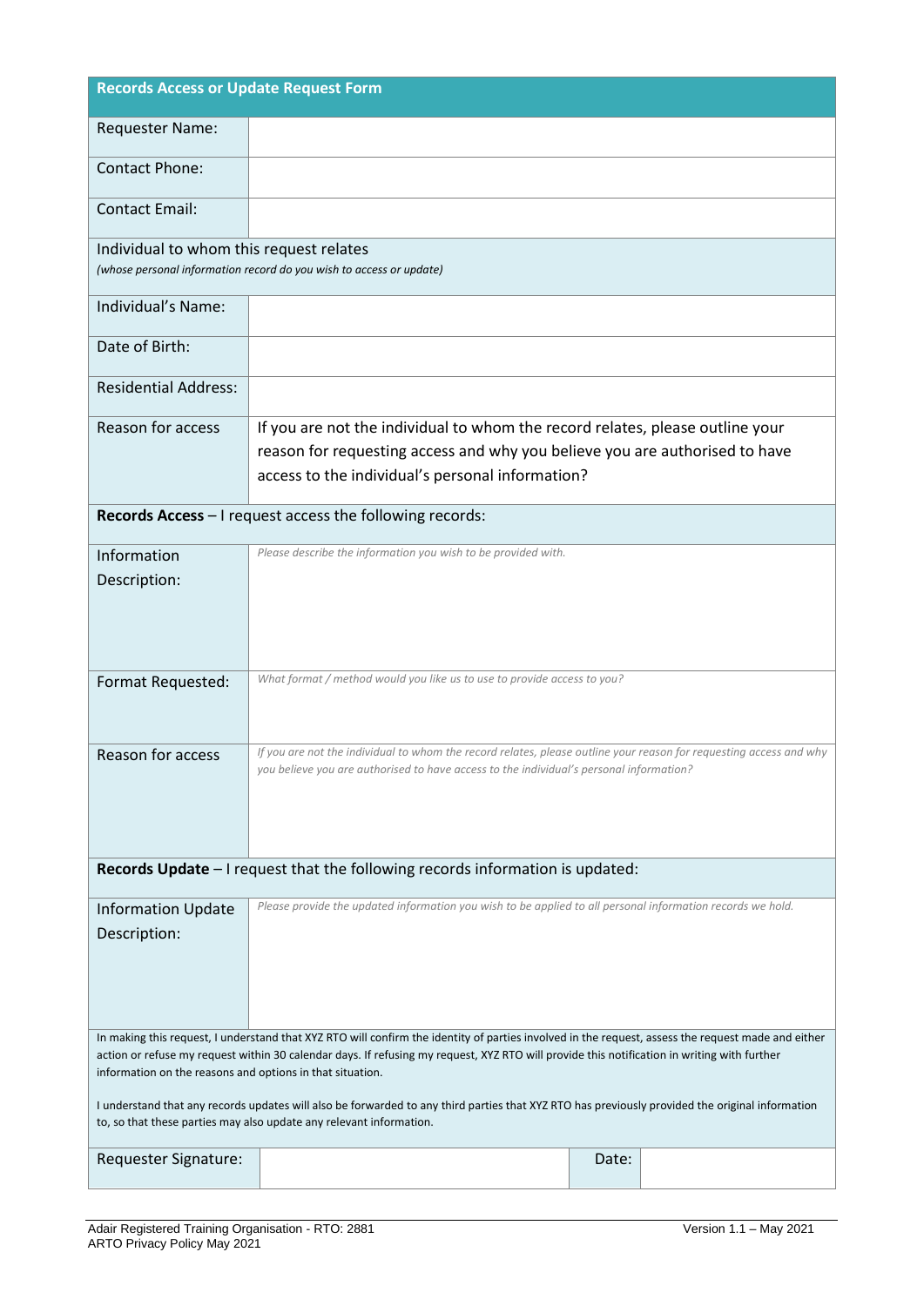| Records Access or Update Request Form | | | |
|---|---|---|---|
| Requester Name: | | | |
| Contact Phone: | | | |
| Contact Email: | | | |
| Individual to whom this request relates<br>*(whose personal information record do you wish to access or update)* | | | |
| Individual's Name: | | | |
| Date of Birth: | | | |
| Residential Address: | | | |
| Reason for access | If you are not the individual to whom the record relates, please outline your reason for requesting access and why you believe you are authorised to have access to the individual's personal information? | | |
| **Records Access** – I request access the following records: | | | |
| Information Description: | *Please describe the information you wish to be provided with.* | | |
| Format Requested: | *What format / method would you like us to use to provide access to you?* | | |
| Reason for access | *If you are not the individual to whom the record relates, please outline your reason for requesting access and why you believe you are authorised to have access to the individual's personal information?* | | |
| **Records Update** – I request that the following records information is updated: | | | |
| Information Update Description: | *Please provide the updated information you wish to be applied to all personal information records we hold.* | | |
| In making this request, I understand that XYZ RTO will confirm the identity of parties involved in the request, assess the request made and either action or refuse my request within 30 calendar days. If refusing my request, XYZ RTO will provide this notification in writing with further information on the reasons and options in that situation.<br><br>I understand that any records updates will also be forwarded to any third parties that XYZ RTO has previously provided the original information to, so that these parties may also update any relevant information. | | | |
| Requester Signature: | | Date: | |

Adair Registered Training Organisation - RTO: 2881
ARTO Privacy Policy May 2021

Version 1.1 – May 2021